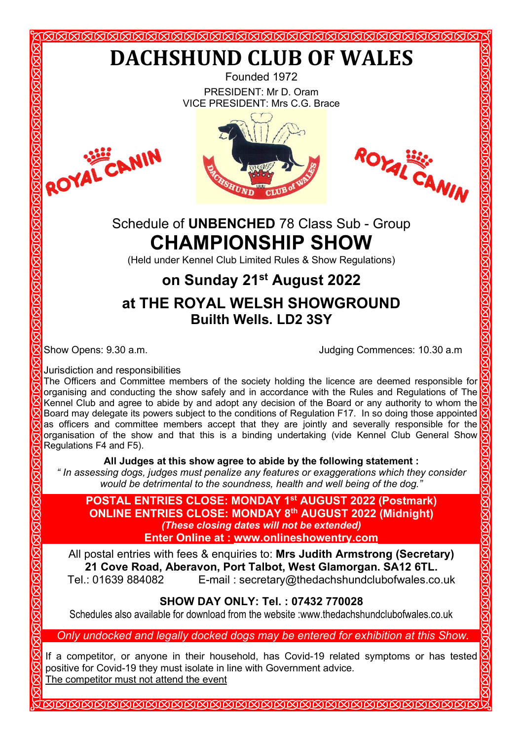# DACHSHUND CLUB OF WALES

Founded 1972

PRESIDENT: Mr D. Oram
VICE PRESIDENT: Mrs C.G. Brace

ROYAL CANIN

ROYAL CANIN

## Schedule of **UNBENCHED** 78 Class Sub - Group

# CHAMPIONSHIP SHOW

(Held under Kennel Club Limited Rules & Show Regulations)

## on Sunday 21st August 2022

## at THE ROYAL WELSH SHOWGROUND
### Builth Wells. LD2 3SY

Show Opens: 9.30 a.m. Judging Commences: 10.30 a.m

Jurisdiction and responsibilities
The Officers and Committee members of the society holding the licence are deemed responsible for organising and conducting the show safely and in accordance with the Rules and Regulations of The Kennel Club and agree to abide by and adopt any decision of the Board or any authority to whom the Board may delegate its powers subject to the conditions of Regulation F17. In so doing those appointed as officers and committee members accept that they are jointly and severally responsible for the organisation of the show and that this is a binding undertaking (vide Kennel Club General Show Regulations F4 and F5).

**All Judges at this show agree to abide by the following statement :**
*" In assessing dogs, judges must penalize any features or exaggerations which they consider would be detrimental to the soundness, health and well being of the dog."*

**POSTAL ENTRIES CLOSE: MONDAY 1st AUGUST 2022 (Postmark)**
**ONLINE ENTRIES CLOSE: MONDAY 8th AUGUST 2022 (Midnight)**
***(These closing dates will not be extended)***
**Enter Online at : www.onlineshowentry.com**

All postal entries with fees & enquiries to: **Mrs Judith Armstrong (Secretary)**
**21 Cove Road, Aberavon, Port Talbot, West Glamorgan. SA12 6TL.**
Tel.: 01639 884082 E-mail : secretary@thedachshundclubofwales.co.uk

**SHOW DAY ONLY: Tel. : 07432 770028**

Schedules also available for download from the website :www.thedachshundclubofwales.co.uk

*Only undocked and legally docked dogs may be entered for exhibition at this Show.*

If a competitor, or anyone in their household, has Covid-19 related symptoms or has tested positive for Covid-19 they must isolate in line with Government advice.
The competitor must not attend the event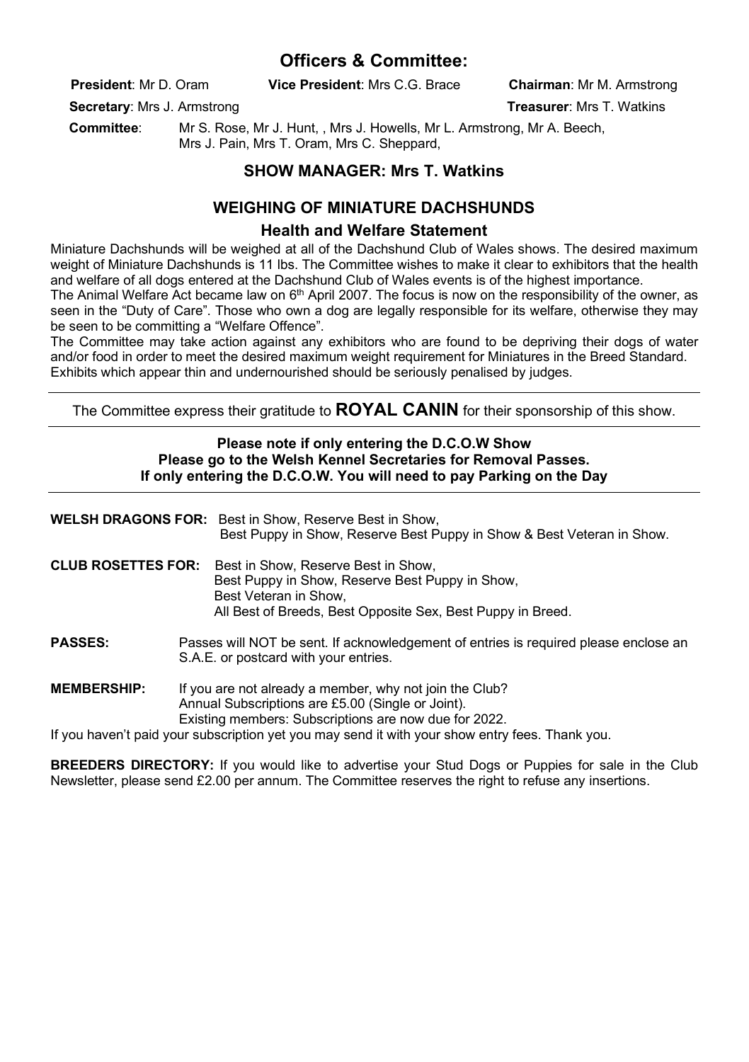## Officers & Committee:

**President**: Mr D. Oram **Vice President**: Mrs C.G. Brace **Chairman**: Mr M. Armstrong

**Secretary**: Mrs J. Armstrong **Treasurer**: Mrs T. Watkins

**Committee**: Mr S. Rose, Mr J. Hunt, , Mrs J. Howells, Mr L. Armstrong, Mr A. Beech, Mrs J. Pain, Mrs T. Oram, Mrs C. Sheppard,

### SHOW MANAGER: Mrs T. Watkins

### WEIGHING OF MINIATURE DACHSHUNDS

### Health and Welfare Statement

Miniature Dachshunds will be weighed at all of the Dachshund Club of Wales shows. The desired maximum weight of Miniature Dachshunds is 11 lbs. The Committee wishes to make it clear to exhibitors that the health and welfare of all dogs entered at the Dachshund Club of Wales events is of the highest importance.

The Animal Welfare Act became law on 6th April 2007. The focus is now on the responsibility of the owner, as seen in the "Duty of Care". Those who own a dog are legally responsible for its welfare, otherwise they may be seen to be committing a "Welfare Offence".

The Committee may take action against any exhibitors who are found to be depriving their dogs of water and/or food in order to meet the desired maximum weight requirement for Miniatures in the Breed Standard. Exhibits which appear thin and undernourished should be seriously penalised by judges.

---

The Committee express their gratitude to **ROYAL CANIN** for their sponsorship of this show.

---

**Please note if only entering the D.C.O.W Show**
**Please go to the Welsh Kennel Secretaries for Removal Passes.**
**If only entering the D.C.O.W. You will need to pay Parking on the Day**

---

**WELSH DRAGONS FOR:** Best in Show, Reserve Best in Show, Best Puppy in Show, Reserve Best Puppy in Show & Best Veteran in Show.

**CLUB ROSETTES FOR:** Best in Show, Reserve Best in Show, Best Puppy in Show, Reserve Best Puppy in Show, Best Veteran in Show, All Best of Breeds, Best Opposite Sex, Best Puppy in Breed.

**PASSES:** Passes will NOT be sent. If acknowledgement of entries is required please enclose an S.A.E. or postcard with your entries.

**MEMBERSHIP:** If you are not already a member, why not join the Club? Annual Subscriptions are £5.00 (Single or Joint). Existing members: Subscriptions are now due for 2022.

If you haven't paid your subscription yet you may send it with your show entry fees. Thank you.

**BREEDERS DIRECTORY:** If you would like to advertise your Stud Dogs or Puppies for sale in the Club Newsletter, please send £2.00 per annum. The Committee reserves the right to refuse any insertions.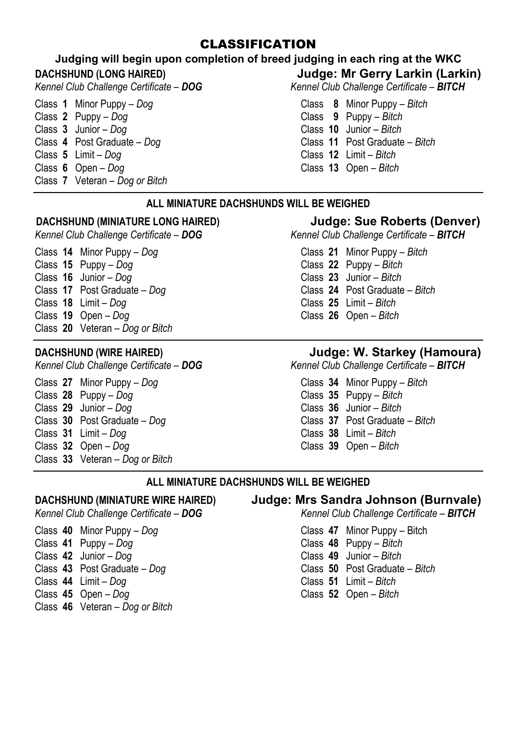# CLASSIFICATION

**Judging will begin upon completion of breed judging in each ring at the WKC**

## DACHSHUND (LONG HAIRED) — Judge: Mr Gerry Larkin (Larkin)

*Kennel Club Challenge Certificate – **DOG***

Class **1** Minor Puppy – *Dog*
Class **2** Puppy – *Dog*
Class **3** Junior – *Dog*
Class **4** Post Graduate – *Dog*
Class **5** Limit – *Dog*
Class **6** Open – *Dog*
Class **7** Veteran – *Dog or Bitch*

*Kennel Club Challenge Certificate – **BITCH***

Class **8** Minor Puppy – *Bitch*
Class **9** Puppy – *Bitch*
Class **10** Junior – *Bitch*
Class **11** Post Graduate – *Bitch*
Class **12** Limit – *Bitch*
Class **13** Open – *Bitch*

---

**ALL MINIATURE DACHSHUNDS WILL BE WEIGHED**

## DACHSHUND (MINIATURE LONG HAIRED) — Judge: Sue Roberts (Denver)

*Kennel Club Challenge Certificate – **DOG***

Class **14** Minor Puppy – *Dog*
Class **15** Puppy – *Dog*
Class **16** Junior – *Dog*
Class **17** Post Graduate – *Dog*
Class **18** Limit – *Dog*
Class **19** Open – *Dog*
Class **20** Veteran – *Dog or Bitch*

*Kennel Club Challenge Certificate – **BITCH***

Class **21** Minor Puppy – *Bitch*
Class **22** Puppy – *Bitch*
Class **23** Junior – *Bitch*
Class **24** Post Graduate – *Bitch*
Class **25** Limit – *Bitch*
Class **26** Open – *Bitch*

---

## DACHSHUND (WIRE HAIRED) — Judge: W. Starkey (Hamoura)

*Kennel Club Challenge Certificate – **DOG***

Class **27** Minor Puppy – *Dog*
Class **28** Puppy – *Dog*
Class **29** Junior – *Dog*
Class **30** Post Graduate – *Dog*
Class **31** Limit – *Dog*
Class **32** Open – *Dog*
Class **33** Veteran – *Dog or Bitch*

*Kennel Club Challenge Certificate – **BITCH***

Class **34** Minor Puppy – *Bitch*
Class **35** Puppy – *Bitch*
Class **36** Junior – *Bitch*
Class **37** Post Graduate – *Bitch*
Class **38** Limit – *Bitch*
Class **39** Open – *Bitch*

---

**ALL MINIATURE DACHSHUNDS WILL BE WEIGHED**

## DACHSHUND (MINIATURE WIRE HAIRED) — Judge: Mrs Sandra Johnson (Burnvale)

*Kennel Club Challenge Certificate – **DOG***

Class **40** Minor Puppy – *Dog*
Class **41** Puppy – *Dog*
Class **42** Junior – *Dog*
Class **43** Post Graduate – *Dog*
Class **44** Limit – *Dog*
Class **45** Open – *Dog*
Class **46** Veteran – *Dog or Bitch*

*Kennel Club Challenge Certificate – **BITCH***

Class **47** Minor Puppy – Bitch
Class **48** Puppy – *Bitch*
Class **49** Junior – *Bitch*
Class **50** Post Graduate – *Bitch*
Class **51** Limit – *Bitch*
Class **52** Open – *Bitch*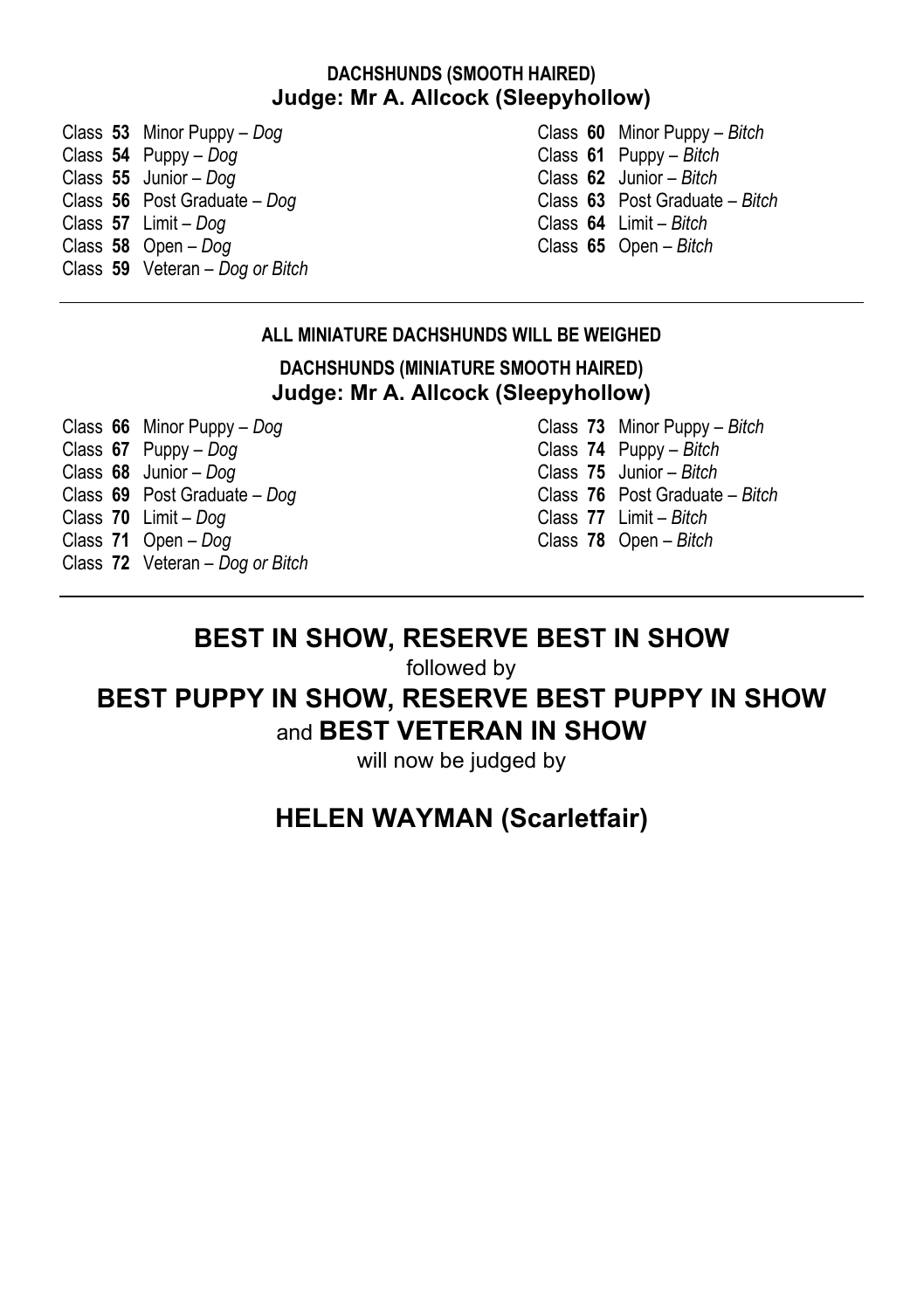## DACHSHUNDS (SMOOTH HAIRED)

### Judge: Mr A. Allcock (Sleepyhollow)

Class **53** Minor Puppy – *Dog*
Class **54** Puppy – *Dog*
Class **55** Junior – *Dog*
Class **56** Post Graduate – *Dog*
Class **57** Limit – *Dog*
Class **58** Open – *Dog*
Class **59** Veteran – *Dog or Bitch*

Class **60** Minor Puppy – *Bitch*
Class **61** Puppy – *Bitch*
Class **62** Junior – *Bitch*
Class **63** Post Graduate – *Bitch*
Class **64** Limit – *Bitch*
Class **65** Open – *Bitch*

---

**ALL MINIATURE DACHSHUNDS WILL BE WEIGHED**

## DACHSHUNDS (MINIATURE SMOOTH HAIRED)

### Judge: Mr A. Allcock (Sleepyhollow)

Class **66** Minor Puppy – *Dog*
Class **67** Puppy – *Dog*
Class **68** Junior – *Dog*
Class **69** Post Graduate – *Dog*
Class **70** Limit – *Dog*
Class **71** Open – *Dog*
Class **72** Veteran – *Dog or Bitch*

Class **73** Minor Puppy – *Bitch*
Class **74** Puppy – *Bitch*
Class **75** Junior – *Bitch*
Class **76** Post Graduate – *Bitch*
Class **77** Limit – *Bitch*
Class **78** Open – *Bitch*

---

## BEST IN SHOW, RESERVE BEST IN SHOW

followed by

## BEST PUPPY IN SHOW, RESERVE BEST PUPPY IN SHOW

and **BEST VETERAN IN SHOW**

will now be judged by

## HELEN WAYMAN (Scarletfair)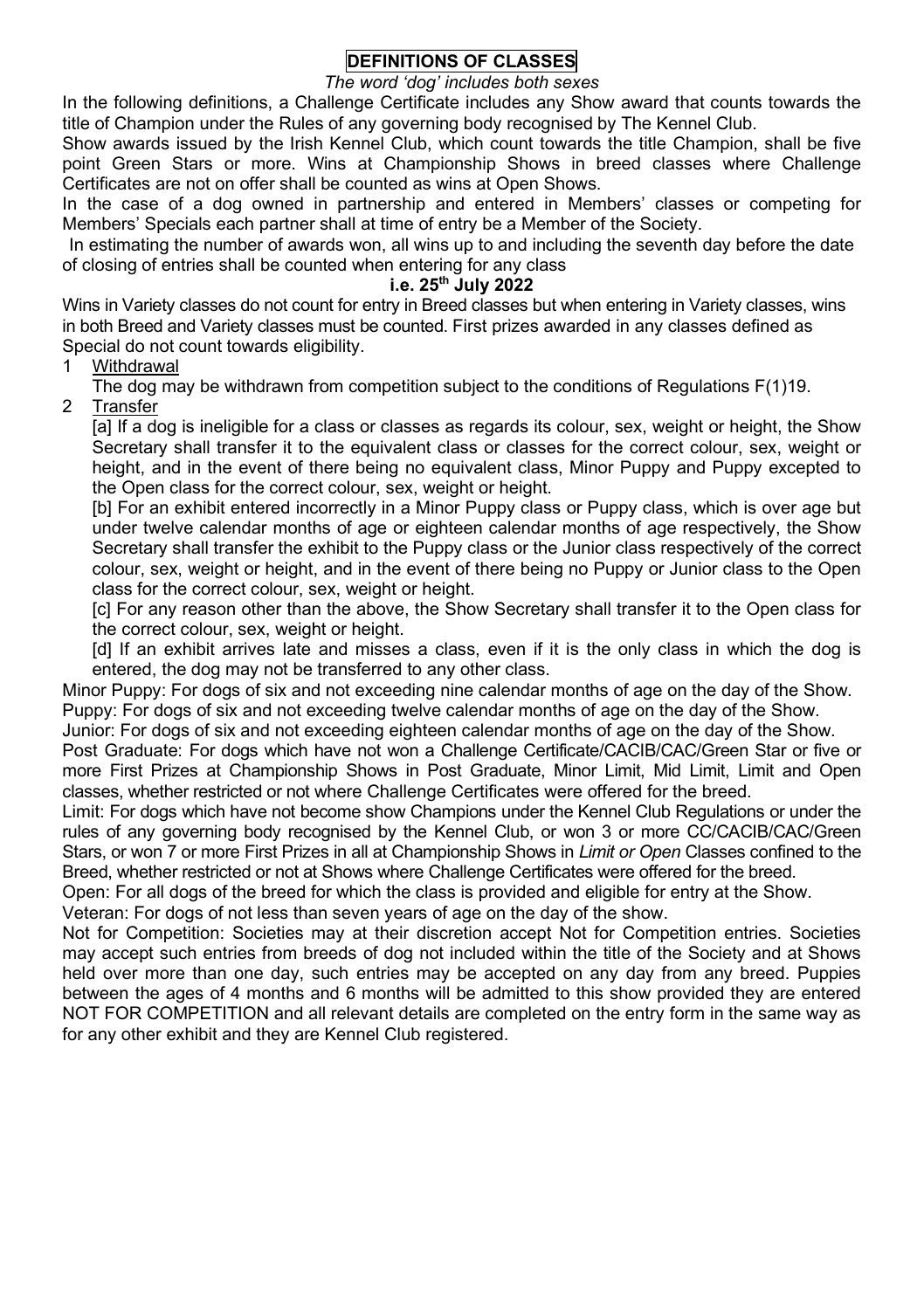# DEFINITIONS OF CLASSES

*The word 'dog' includes both sexes*

In the following definitions, a Challenge Certificate includes any Show award that counts towards the title of Champion under the Rules of any governing body recognised by The Kennel Club.

Show awards issued by the Irish Kennel Club, which count towards the title Champion, shall be five point Green Stars or more. Wins at Championship Shows in breed classes where Challenge Certificates are not on offer shall be counted as wins at Open Shows.

In the case of a dog owned in partnership and entered in Members' classes or competing for Members' Specials each partner shall at time of entry be a Member of the Society.

In estimating the number of awards won, all wins up to and including the seventh day before the date of closing of entries shall be counted when entering for any class

**i.e. 25th July 2022**

Wins in Variety classes do not count for entry in Breed classes but when entering in Variety classes, wins in both Breed and Variety classes must be counted. First prizes awarded in any classes defined as Special do not count towards eligibility.

1 Withdrawal

The dog may be withdrawn from competition subject to the conditions of Regulations F(1)19.

2 Transfer

[a] If a dog is ineligible for a class or classes as regards its colour, sex, weight or height, the Show Secretary shall transfer it to the equivalent class or classes for the correct colour, sex, weight or height, and in the event of there being no equivalent class, Minor Puppy and Puppy excepted to the Open class for the correct colour, sex, weight or height.

[b] For an exhibit entered incorrectly in a Minor Puppy class or Puppy class, which is over age but under twelve calendar months of age or eighteen calendar months of age respectively, the Show Secretary shall transfer the exhibit to the Puppy class or the Junior class respectively of the correct colour, sex, weight or height, and in the event of there being no Puppy or Junior class to the Open class for the correct colour, sex, weight or height.

[c] For any reason other than the above, the Show Secretary shall transfer it to the Open class for the correct colour, sex, weight or height.

[d] If an exhibit arrives late and misses a class, even if it is the only class in which the dog is entered, the dog may not be transferred to any other class.

Minor Puppy: For dogs of six and not exceeding nine calendar months of age on the day of the Show.

Puppy: For dogs of six and not exceeding twelve calendar months of age on the day of the Show.

Junior: For dogs of six and not exceeding eighteen calendar months of age on the day of the Show.

Post Graduate: For dogs which have not won a Challenge Certificate/CACIB/CAC/Green Star or five or more First Prizes at Championship Shows in Post Graduate, Minor Limit, Mid Limit, Limit and Open classes, whether restricted or not where Challenge Certificates were offered for the breed.

Limit: For dogs which have not become show Champions under the Kennel Club Regulations or under the rules of any governing body recognised by the Kennel Club, or won 3 or more CC/CACIB/CAC/Green Stars, or won 7 or more First Prizes in all at Championship Shows in *Limit or Open* Classes confined to the Breed, whether restricted or not at Shows where Challenge Certificates were offered for the breed.

Open: For all dogs of the breed for which the class is provided and eligible for entry at the Show.

Veteran: For dogs of not less than seven years of age on the day of the show.

Not for Competition: Societies may at their discretion accept Not for Competition entries. Societies may accept such entries from breeds of dog not included within the title of the Society and at Shows held over more than one day, such entries may be accepted on any day from any breed. Puppies between the ages of 4 months and 6 months will be admitted to this show provided they are entered NOT FOR COMPETITION and all relevant details are completed on the entry form in the same way as for any other exhibit and they are Kennel Club registered.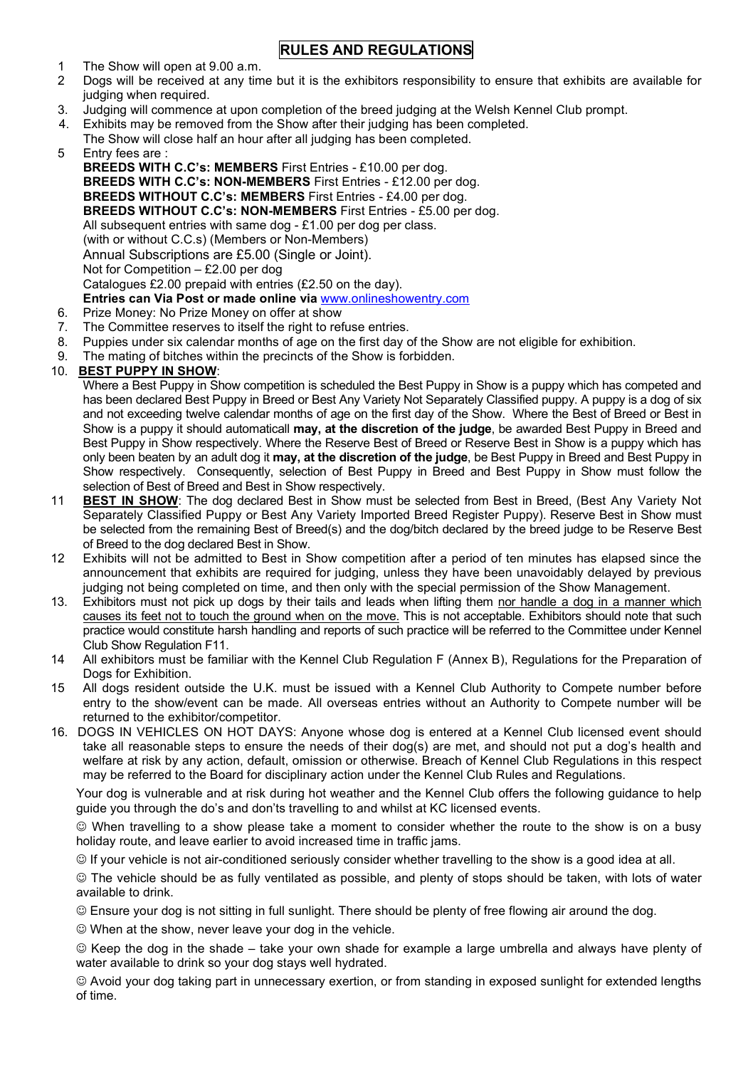# RULES AND REGULATIONS

1 The Show will open at 9.00 a.m.
2 Dogs will be received at any time but it is the exhibitors responsibility to ensure that exhibits are available for judging when required.
3. Judging will commence at upon completion of the breed judging at the Welsh Kennel Club prompt.
4. Exhibits may be removed from the Show after their judging has been completed.
   The Show will close half an hour after all judging has been completed.
5 Entry fees are :
   **BREEDS WITH C.C's: MEMBERS** First Entries - £10.00 per dog.
   **BREEDS WITH C.C's: NON-MEMBERS** First Entries - £12.00 per dog.
   **BREEDS WITHOUT C.C's: MEMBERS** First Entries - £4.00 per dog.
   **BREEDS WITHOUT C.C's: NON-MEMBERS** First Entries - £5.00 per dog.
   All subsequent entries with same dog - £1.00 per dog per class.
   (with or without C.C.s) (Members or Non-Members)
   Annual Subscriptions are £5.00 (Single or Joint).
   Not for Competition – £2.00 per dog
   Catalogues £2.00 prepaid with entries (£2.50 on the day).
   **Entries can Via Post or made online via** www.onlineshowentry.com
6. Prize Money: No Prize Money on offer at show
7. The Committee reserves to itself the right to refuse entries.
8. Puppies under six calendar months of age on the first day of the Show are not eligible for exhibition.
9. The mating of bitches within the precincts of the Show is forbidden.
10. **BEST PUPPY IN SHOW**:
   Where a Best Puppy in Show competition is scheduled the Best Puppy in Show is a puppy which has competed and has been declared Best Puppy in Breed or Best Any Variety Not Separately Classified puppy. A puppy is a dog of six and not exceeding twelve calendar months of age on the first day of the Show. Where the Best of Breed or Best in Show is a puppy it should automaticall **may, at the discretion of the judge**, be awarded Best Puppy in Breed and Best Puppy in Show respectively. Where the Reserve Best of Breed or Reserve Best in Show is a puppy which has only been beaten by an adult dog it **may, at the discretion of the judge**, be Best Puppy in Breed and Best Puppy in Show respectively. Consequently, selection of Best Puppy in Breed and Best Puppy in Show must follow the selection of Best of Breed and Best in Show respectively.
11 **BEST IN SHOW**: The dog declared Best in Show must be selected from Best in Breed, (Best Any Variety Not Separately Classified Puppy or Best Any Variety Imported Breed Register Puppy). Reserve Best in Show must be selected from the remaining Best of Breed(s) and the dog/bitch declared by the breed judge to be Reserve Best of Breed to the dog declared Best in Show.
12 Exhibits will not be admitted to Best in Show competition after a period of ten minutes has elapsed since the announcement that exhibits are required for judging, unless they have been unavoidably delayed by previous judging not being completed on time, and then only with the special permission of the Show Management.
13. Exhibitors must not pick up dogs by their tails and leads when lifting them nor handle a dog in a manner which causes its feet not to touch the ground when on the move. This is not acceptable. Exhibitors should note that such practice would constitute harsh handling and reports of such practice will be referred to the Committee under Kennel Club Show Regulation F11.
14 All exhibitors must be familiar with the Kennel Club Regulation F (Annex B), Regulations for the Preparation of Dogs for Exhibition.
15 All dogs resident outside the U.K. must be issued with a Kennel Club Authority to Compete number before entry to the show/event can be made. All overseas entries without an Authority to Compete number will be returned to the exhibitor/competitor.
16. DOGS IN VEHICLES ON HOT DAYS: Anyone whose dog is entered at a Kennel Club licensed event should take all reasonable steps to ensure the needs of their dog(s) are met, and should not put a dog's health and welfare at risk by any action, default, omission or otherwise. Breach of Kennel Club Regulations in this respect may be referred to the Board for disciplinary action under the Kennel Club Rules and Regulations.

   Your dog is vulnerable and at risk during hot weather and the Kennel Club offers the following guidance to help guide you through the do's and don'ts travelling to and whilst at KC licensed events.

   ☺ When travelling to a show please take a moment to consider whether the route to the show is on a busy holiday route, and leave earlier to avoid increased time in traffic jams.

   ☺ If your vehicle is not air-conditioned seriously consider whether travelling to the show is a good idea at all.

   ☺ The vehicle should be as fully ventilated as possible, and plenty of stops should be taken, with lots of water available to drink.

   ☺ Ensure your dog is not sitting in full sunlight. There should be plenty of free flowing air around the dog.

   ☺ When at the show, never leave your dog in the vehicle.

   ☺ Keep the dog in the shade – take your own shade for example a large umbrella and always have plenty of water available to drink so your dog stays well hydrated.

   ☺ Avoid your dog taking part in unnecessary exertion, or from standing in exposed sunlight for extended lengths of time.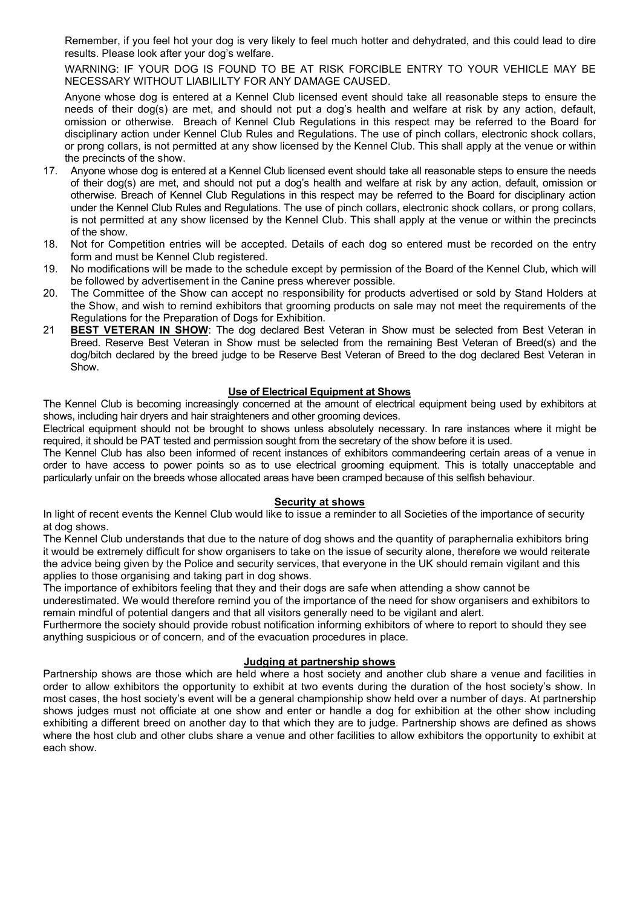Remember, if you feel hot your dog is very likely to feel much hotter and dehydrated, and this could lead to dire results. Please look after your dog's welfare.

WARNING: IF YOUR DOG IS FOUND TO BE AT RISK FORCIBLE ENTRY TO YOUR VEHICLE MAY BE NECESSARY WITHOUT LIABILILTY FOR ANY DAMAGE CAUSED.

Anyone whose dog is entered at a Kennel Club licensed event should take all reasonable steps to ensure the needs of their dog(s) are met, and should not put a dog's health and welfare at risk by any action, default, omission or otherwise. Breach of Kennel Club Regulations in this respect may be referred to the Board for disciplinary action under Kennel Club Rules and Regulations. The use of pinch collars, electronic shock collars, or prong collars, is not permitted at any show licensed by the Kennel Club. This shall apply at the venue or within the precincts of the show.

17. Anyone whose dog is entered at a Kennel Club licensed event should take all reasonable steps to ensure the needs of their dog(s) are met, and should not put a dog's health and welfare at risk by any action, default, omission or otherwise. Breach of Kennel Club Regulations in this respect may be referred to the Board for disciplinary action under the Kennel Club Rules and Regulations. The use of pinch collars, electronic shock collars, or prong collars, is not permitted at any show licensed by the Kennel Club. This shall apply at the venue or within the precincts of the show.
18. Not for Competition entries will be accepted. Details of each dog so entered must be recorded on the entry form and must be Kennel Club registered.
19. No modifications will be made to the schedule except by permission of the Board of the Kennel Club, which will be followed by advertisement in the Canine press wherever possible.
20. The Committee of the Show can accept no responsibility for products advertised or sold by Stand Holders at the Show, and wish to remind exhibitors that grooming products on sale may not meet the requirements of the Regulations for the Preparation of Dogs for Exhibition.
21. **BEST VETERAN IN SHOW**: The dog declared Best Veteran in Show must be selected from Best Veteran in Breed. Reserve Best Veteran in Show must be selected from the remaining Best Veteran of Breed(s) and the dog/bitch declared by the breed judge to be Reserve Best Veteran of Breed to the dog declared Best Veteran in Show.

## Use of Electrical Equipment at Shows

The Kennel Club is becoming increasingly concerned at the amount of electrical equipment being used by exhibitors at shows, including hair dryers and hair straighteners and other grooming devices.

Electrical equipment should not be brought to shows unless absolutely necessary. In rare instances where it might be required, it should be PAT tested and permission sought from the secretary of the show before it is used.

The Kennel Club has also been informed of recent instances of exhibitors commandeering certain areas of a venue in order to have access to power points so as to use electrical grooming equipment. This is totally unacceptable and particularly unfair on the breeds whose allocated areas have been cramped because of this selfish behaviour.

## Security at shows

In light of recent events the Kennel Club would like to issue a reminder to all Societies of the importance of security at dog shows.

The Kennel Club understands that due to the nature of dog shows and the quantity of paraphernalia exhibitors bring it would be extremely difficult for show organisers to take on the issue of security alone, therefore we would reiterate the advice being given by the Police and security services, that everyone in the UK should remain vigilant and this applies to those organising and taking part in dog shows.

The importance of exhibitors feeling that they and their dogs are safe when attending a show cannot be underestimated. We would therefore remind you of the importance of the need for show organisers and exhibitors to remain mindful of potential dangers and that all visitors generally need to be vigilant and alert.

Furthermore the society should provide robust notification informing exhibitors of where to report to should they see anything suspicious or of concern, and of the evacuation procedures in place.

## Judging at partnership shows

Partnership shows are those which are held where a host society and another club share a venue and facilities in order to allow exhibitors the opportunity to exhibit at two events during the duration of the host society's show. In most cases, the host society's event will be a general championship show held over a number of days. At partnership shows judges must not officiate at one show and enter or handle a dog for exhibition at the other show including exhibiting a different breed on another day to that which they are to judge. Partnership shows are defined as shows where the host club and other clubs share a venue and other facilities to allow exhibitors the opportunity to exhibit at each show.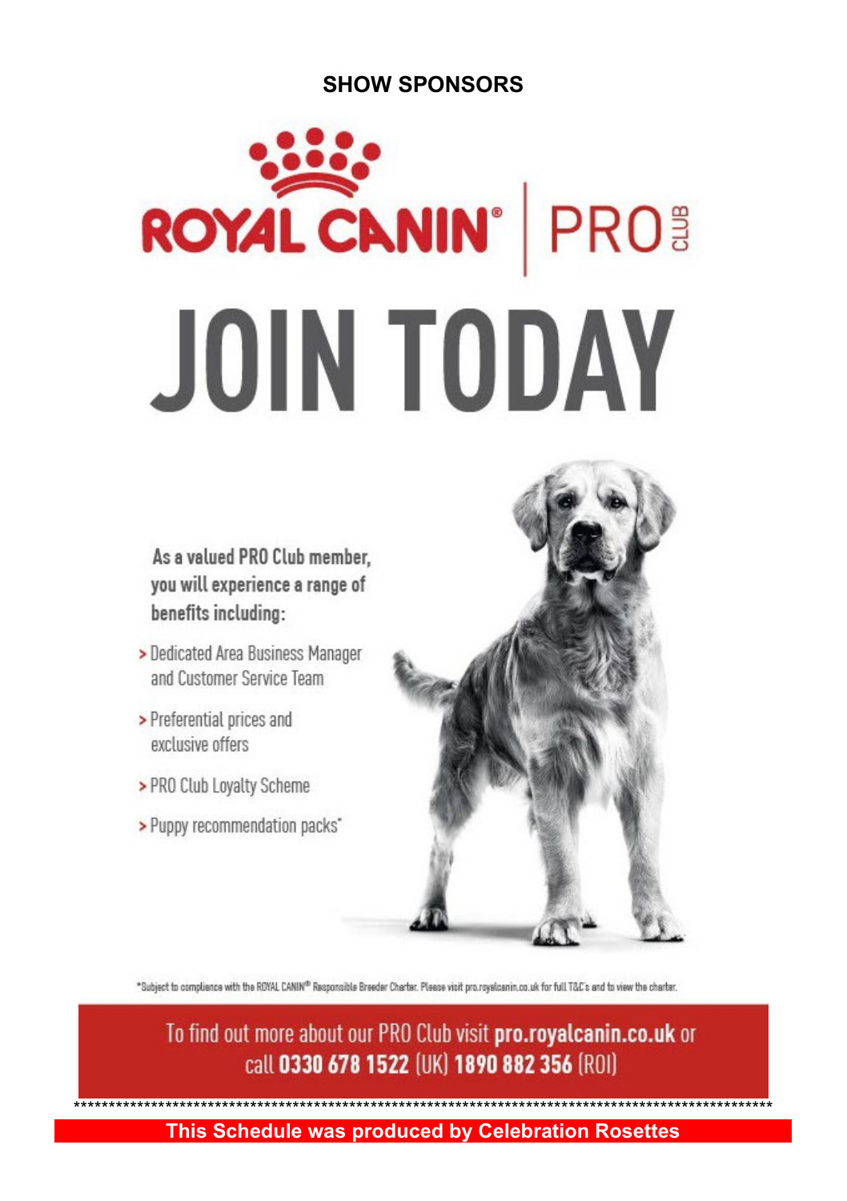## SHOW SPONSORS

ROYAL CANIN® | PRO CLUB

# JOIN TODAY

**As a valued PRO Club member, you will experience a range of benefits including:**

- Dedicated Area Business Manager and Customer Service Team
- Preferential prices and exclusive offers
- PRO Club Loyalty Scheme
- Puppy recommendation packs*

*Subject to compliance with the ROYAL CANIN® Responsible Breeder Charter. Please visit pro.royalcanin.co.uk for full T&C's and to view the charter.

To find out more about our PRO Club visit **pro.royalcanin.co.uk** or call **0330 678 1522** (UK) **1890 882 356** (ROI)

*****************************************************************************************************

**This Schedule was produced by Celebration Rosettes**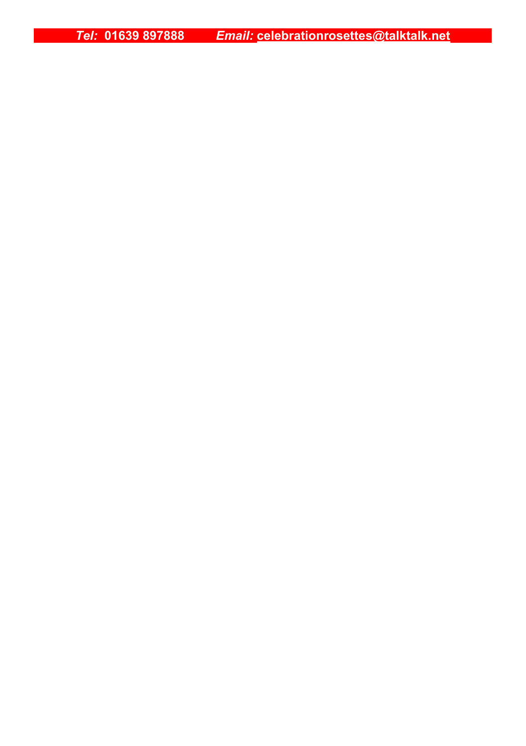***Tel:*** **01639 897888** ***Email:*** **celebrationrosettes@talktalk.net**